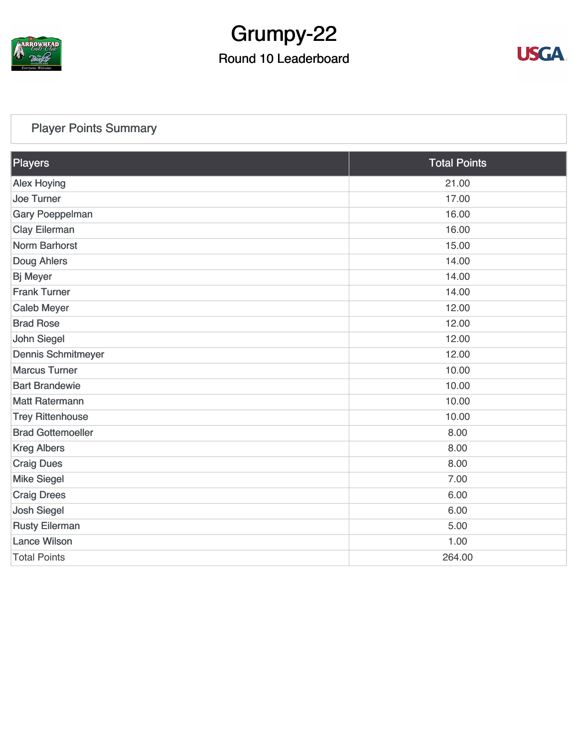# Grumpy-22

## Round 10 Leaderboard

### Player Points Summary

| Players | Total Points |
|---|---|
| Alex Hoying | 21.00 |
| Joe Turner | 17.00 |
| Gary Poeppelman | 16.00 |
| Clay Eilerman | 16.00 |
| Norm Barhorst | 15.00 |
| Doug Ahlers | 14.00 |
| Bj Meyer | 14.00 |
| Frank Turner | 14.00 |
| Caleb Meyer | 12.00 |
| Brad Rose | 12.00 |
| John Siegel | 12.00 |
| Dennis Schmitmeyer | 12.00 |
| Marcus Turner | 10.00 |
| Bart Brandewie | 10.00 |
| Matt Ratermann | 10.00 |
| Trey Rittenhouse | 10.00 |
| Brad Gottemoeller | 8.00 |
| Kreg Albers | 8.00 |
| Craig Dues | 8.00 |
| Mike Siegel | 7.00 |
| Craig Drees | 6.00 |
| Josh Siegel | 6.00 |
| Rusty Eilerman | 5.00 |
| Lance Wilson | 1.00 |
| Total Points | 264.00 |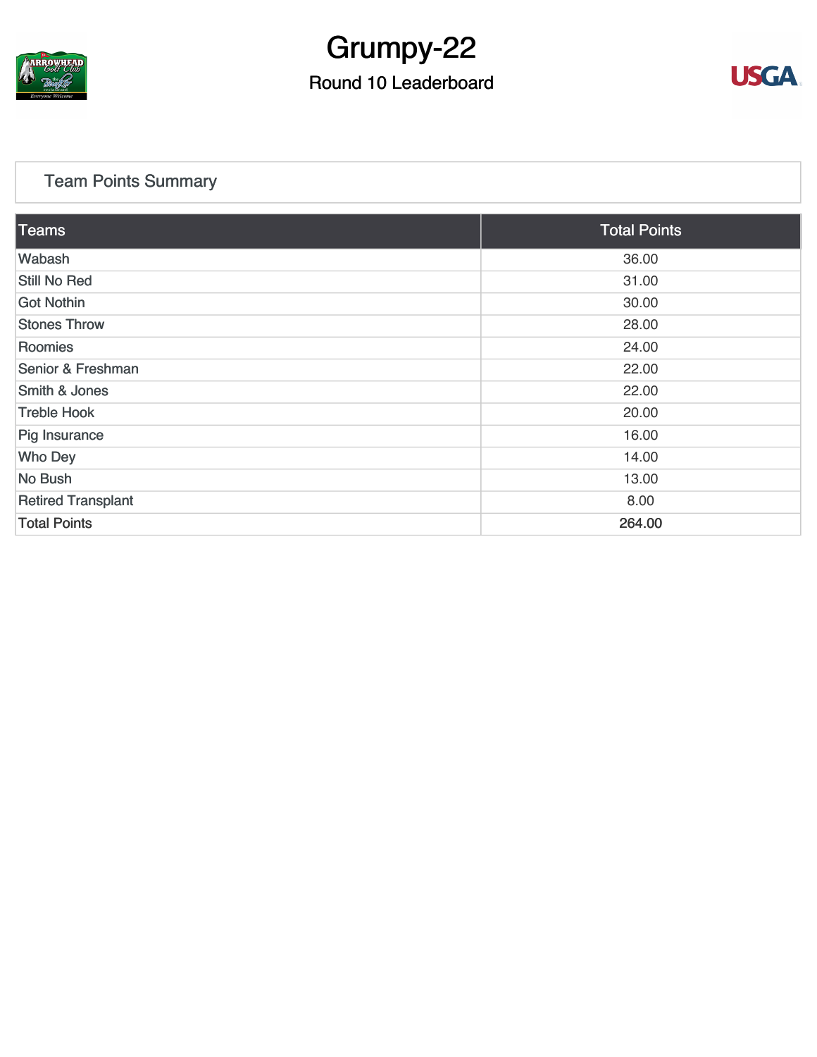# Grumpy-22

## Round 10 Leaderboard

### Team Points Summary

| Teams | Total Points |
|---|---|
| Wabash | 36.00 |
| Still No Red | 31.00 |
| Got Nothin | 30.00 |
| Stones Throw | 28.00 |
| Roomies | 24.00 |
| Senior & Freshman | 22.00 |
| Smith & Jones | 22.00 |
| Treble Hook | 20.00 |
| Pig Insurance | 16.00 |
| Who Dey | 14.00 |
| No Bush | 13.00 |
| Retired Transplant | 8.00 |
| Total Points | 264.00 |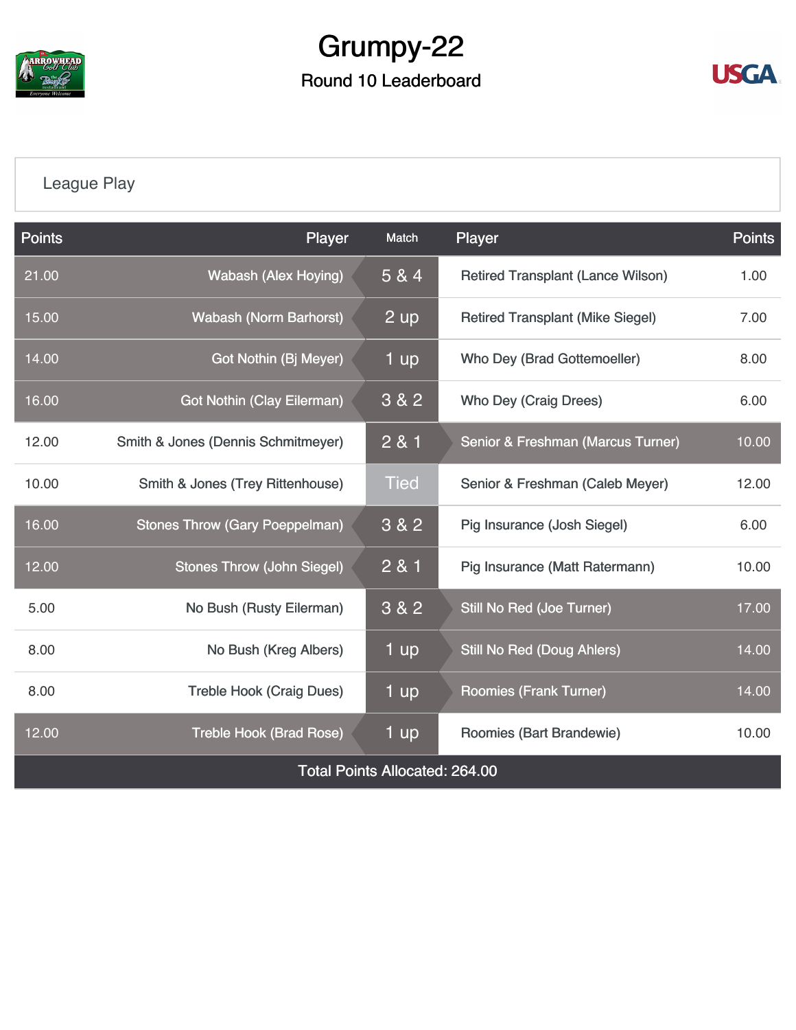# Grumpy-22

## Round 10 Leaderboard

League Play

| Points | Player | Match | Player | Points |
|---|---|---|---|---|
| 21.00 | Wabash (Alex Hoying) | 5 & 4 | Retired Transplant (Lance Wilson) | 1.00 |
| 15.00 | Wabash (Norm Barhorst) | 2 up | Retired Transplant (Mike Siegel) | 7.00 |
| 14.00 | Got Nothin (Bj Meyer) | 1 up | Who Dey (Brad Gottemoeller) | 8.00 |
| 16.00 | Got Nothin (Clay Eilerman) | 3 & 2 | Who Dey (Craig Drees) | 6.00 |
| 12.00 | Smith & Jones (Dennis Schmitmeyer) | 2 & 1 | Senior & Freshman (Marcus Turner) | 10.00 |
| 10.00 | Smith & Jones (Trey Rittenhouse) | Tied | Senior & Freshman (Caleb Meyer) | 12.00 |
| 16.00 | Stones Throw (Gary Poeppelman) | 3 & 2 | Pig Insurance (Josh Siegel) | 6.00 |
| 12.00 | Stones Throw (John Siegel) | 2 & 1 | Pig Insurance (Matt Ratermann) | 10.00 |
| 5.00 | No Bush (Rusty Eilerman) | 3 & 2 | Still No Red (Joe Turner) | 17.00 |
| 8.00 | No Bush (Kreg Albers) | 1 up | Still No Red (Doug Ahlers) | 14.00 |
| 8.00 | Treble Hook (Craig Dues) | 1 up | Roomies (Frank Turner) | 14.00 |
| 12.00 | Treble Hook (Brad Rose) | 1 up | Roomies (Bart Brandewie) | 10.00 |

Total Points Allocated: 264.00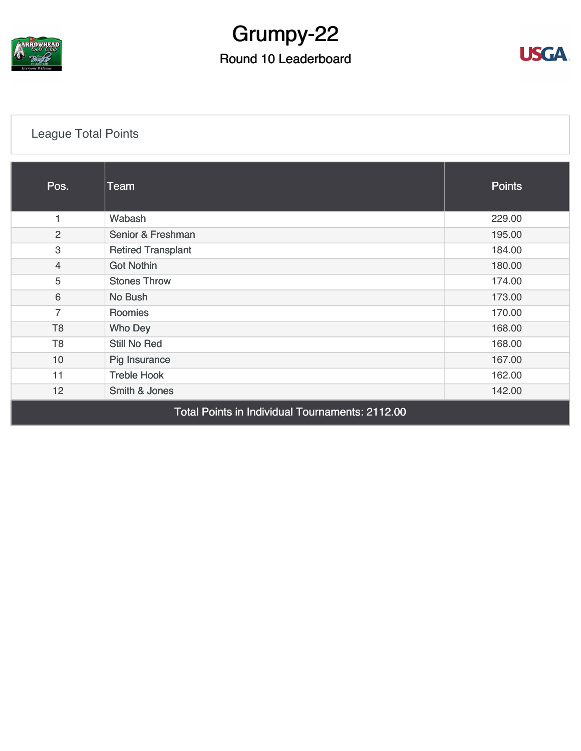# Grumpy-22

## Round 10 Leaderboard

League Total Points

| Pos. | Team | Points |
| --- | --- | --- |
| 1 | Wabash | 229.00 |
| 2 | Senior & Freshman | 195.00 |
| 3 | Retired Transplant | 184.00 |
| 4 | Got Nothin | 180.00 |
| 5 | Stones Throw | 174.00 |
| 6 | No Bush | 173.00 |
| 7 | Roomies | 170.00 |
| T8 | Who Dey | 168.00 |
| T8 | Still No Red | 168.00 |
| 10 | Pig Insurance | 167.00 |
| 11 | Treble Hook | 162.00 |
| 12 | Smith & Jones | 142.00 |
| Total Points in Individual Tournaments: 2112.00 | | |